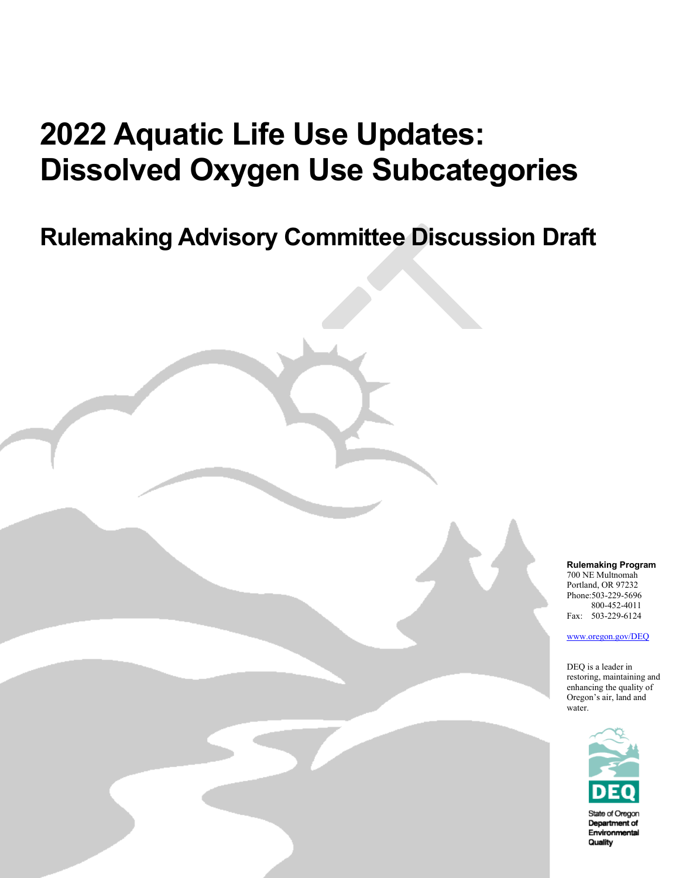# 2022 Aquatic Life Use Updates: Dissolved Oxygen Use Subcategories

## Rulemaking Advisory Committee Discussion Draft

**Rulemaking Program**
700 NE Multnomah
Portland, OR 97232
Phone:503-229-5696
800-452-4011
Fax: 503-229-6124

www.oregon.gov/DEQ

DEQ is a leader in restoring, maintaining and enhancing the quality of Oregon's air, land and water.

State of Oregon
Department of Environmental Quality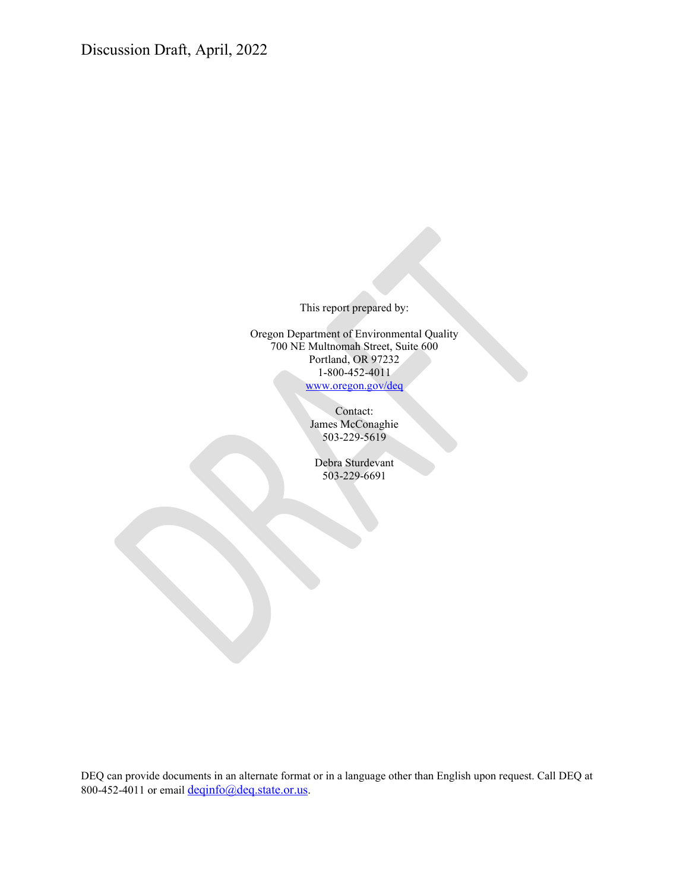Discussion Draft, April, 2022

This report prepared by:

Oregon Department of Environmental Quality
700 NE Multnomah Street, Suite 600
Portland, OR 97232
1-800-452-4011
[www.oregon.gov/deq](http://www.oregon.gov/deq)

Contact:
James McConaghie
503-229-5619

Debra Sturdevant
503-229-6691

DEQ can provide documents in an alternate format or in a language other than English upon request. Call DEQ at 800-452-4011 or email [deqinfo@deq.state.or.us](mailto:deqinfo@deq.state.or.us).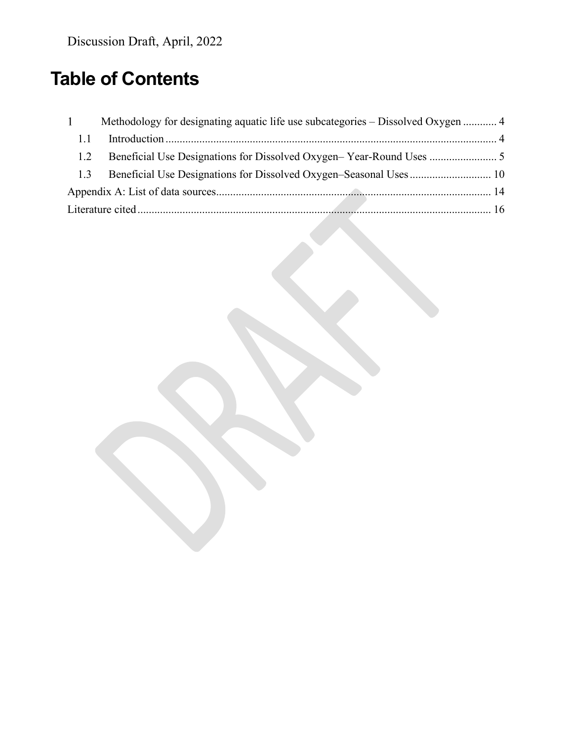# Table of Contents

1 Methodology for designating aquatic life use subcategories – Dissolved Oxygen ............ 4

- 1.1 Introduction ..................................................................................................................... 4
- 1.2 Beneficial Use Designations for Dissolved Oxygen– Year-Round Uses ........................ 5
- 1.3 Beneficial Use Designations for Dissolved Oxygen–Seasonal Uses ............................. 10

Appendix A: List of data sources.................................................................................................. 14

Literature cited .............................................................................................................................. 16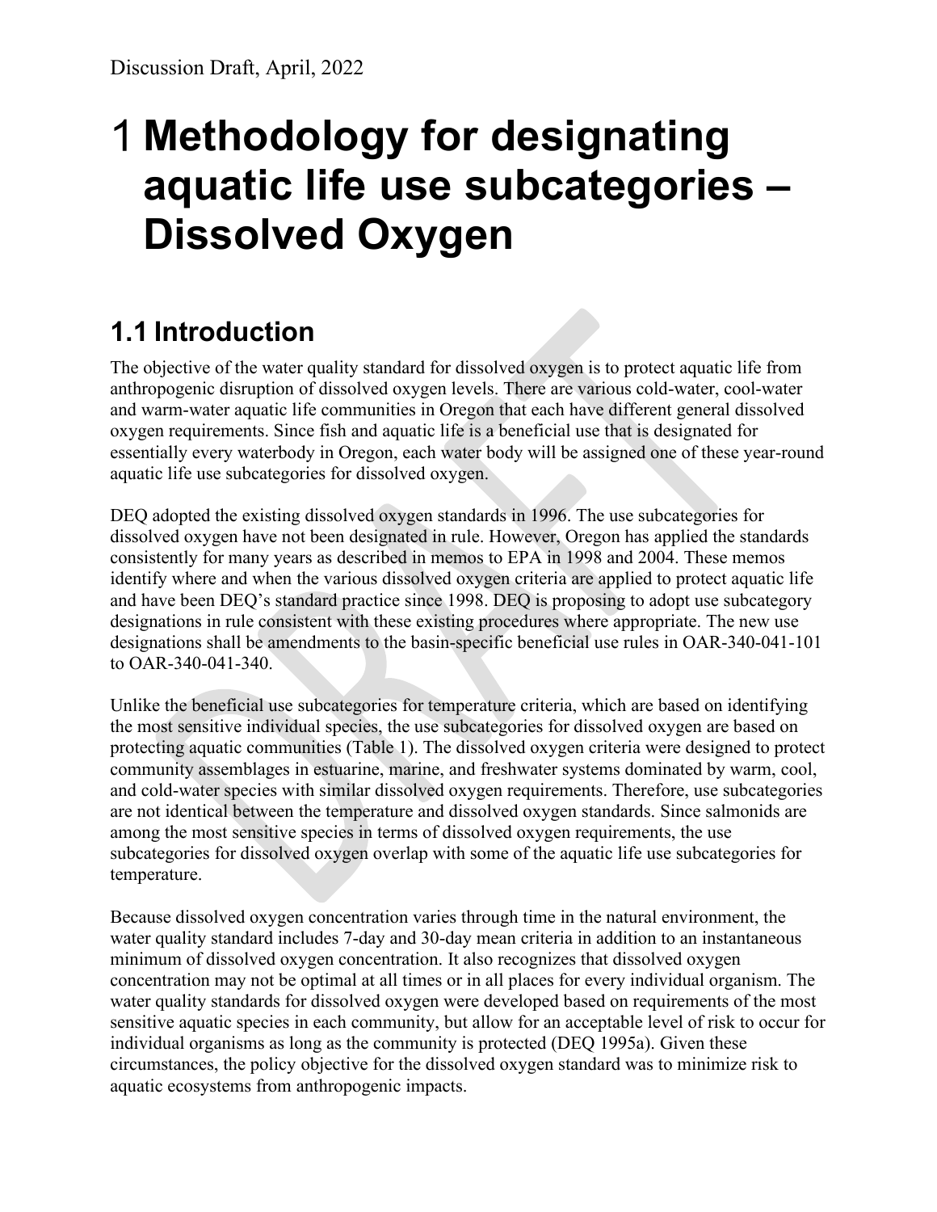# 1 Methodology for designating aquatic life use subcategories – Dissolved Oxygen

## 1.1 Introduction

The objective of the water quality standard for dissolved oxygen is to protect aquatic life from anthropogenic disruption of dissolved oxygen levels. There are various cold-water, cool-water and warm-water aquatic life communities in Oregon that each have different general dissolved oxygen requirements. Since fish and aquatic life is a beneficial use that is designated for essentially every waterbody in Oregon, each water body will be assigned one of these year-round aquatic life use subcategories for dissolved oxygen.

DEQ adopted the existing dissolved oxygen standards in 1996. The use subcategories for dissolved oxygen have not been designated in rule. However, Oregon has applied the standards consistently for many years as described in memos to EPA in 1998 and 2004. These memos identify where and when the various dissolved oxygen criteria are applied to protect aquatic life and have been DEQ's standard practice since 1998. DEQ is proposing to adopt use subcategory designations in rule consistent with these existing procedures where appropriate. The new use designations shall be amendments to the basin-specific beneficial use rules in OAR-340-041-101 to OAR-340-041-340.

Unlike the beneficial use subcategories for temperature criteria, which are based on identifying the most sensitive individual species, the use subcategories for dissolved oxygen are based on protecting aquatic communities (Table 1). The dissolved oxygen criteria were designed to protect community assemblages in estuarine, marine, and freshwater systems dominated by warm, cool, and cold-water species with similar dissolved oxygen requirements. Therefore, use subcategories are not identical between the temperature and dissolved oxygen standards. Since salmonids are among the most sensitive species in terms of dissolved oxygen requirements, the use subcategories for dissolved oxygen overlap with some of the aquatic life use subcategories for temperature.

Because dissolved oxygen concentration varies through time in the natural environment, the water quality standard includes 7-day and 30-day mean criteria in addition to an instantaneous minimum of dissolved oxygen concentration. It also recognizes that dissolved oxygen concentration may not be optimal at all times or in all places for every individual organism. The water quality standards for dissolved oxygen were developed based on requirements of the most sensitive aquatic species in each community, but allow for an acceptable level of risk to occur for individual organisms as long as the community is protected (DEQ 1995a). Given these circumstances, the policy objective for the dissolved oxygen standard was to minimize risk to aquatic ecosystems from anthropogenic impacts.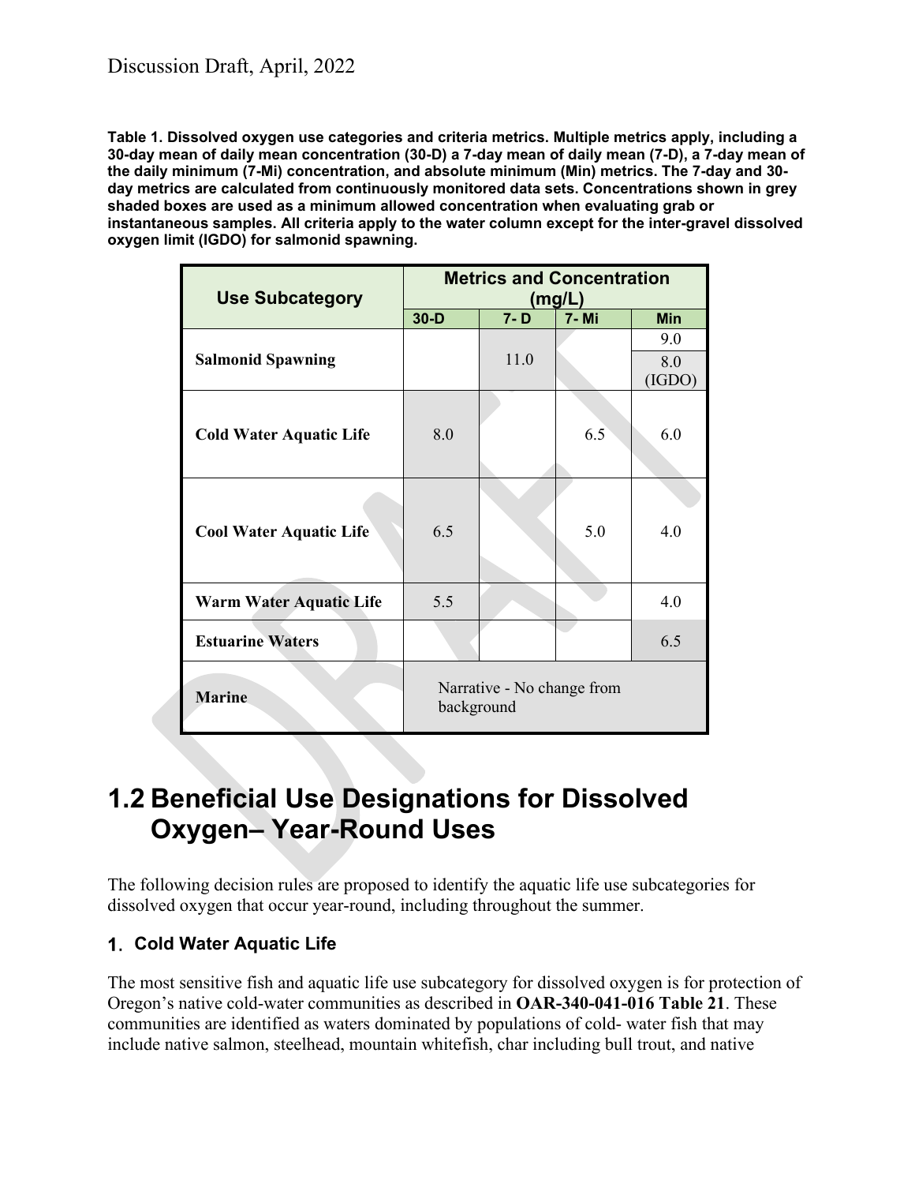**Table 1. Dissolved oxygen use categories and criteria metrics. Multiple metrics apply, including a 30-day mean of daily mean concentration (30-D) a 7-day mean of daily mean (7-D), a 7-day mean of the daily minimum (7-Mi) concentration, and absolute minimum (Min) metrics. The 7-day and 30-day metrics are calculated from continuously monitored data sets. Concentrations shown in grey shaded boxes are used as a minimum allowed concentration when evaluating grab or instantaneous samples. All criteria apply to the water column except for the inter-gravel dissolved oxygen limit (IGDO) for salmonid spawning.**

| Use Subcategory | Metrics and Concentration (mg/L) | | | |
|---|---|---|---|---|
| | 30-D | 7- D | 7- Mi | Min |
| **Salmonid Spawning** | | 11.0 | | 9.0<br>8.0 (IGDO) |
| **Cold Water Aquatic Life** | 8.0 | | 6.5 | 6.0 |
| **Cool Water Aquatic Life** | 6.5 | | 5.0 | 4.0 |
| **Warm Water Aquatic Life** | 5.5 | | | 4.0 |
| **Estuarine Waters** | | | | 6.5 |
| **Marine** | Narrative - No change from background | | | |

# 1.2 Beneficial Use Designations for Dissolved Oxygen– Year-Round Uses

The following decision rules are proposed to identify the aquatic life use subcategories for dissolved oxygen that occur year-round, including throughout the summer.

### 1. Cold Water Aquatic Life

The most sensitive fish and aquatic life use subcategory for dissolved oxygen is for protection of Oregon's native cold-water communities as described in **OAR-340-041-016 Table 21**. These communities are identified as waters dominated by populations of cold- water fish that may include native salmon, steelhead, mountain whitefish, char including bull trout, and native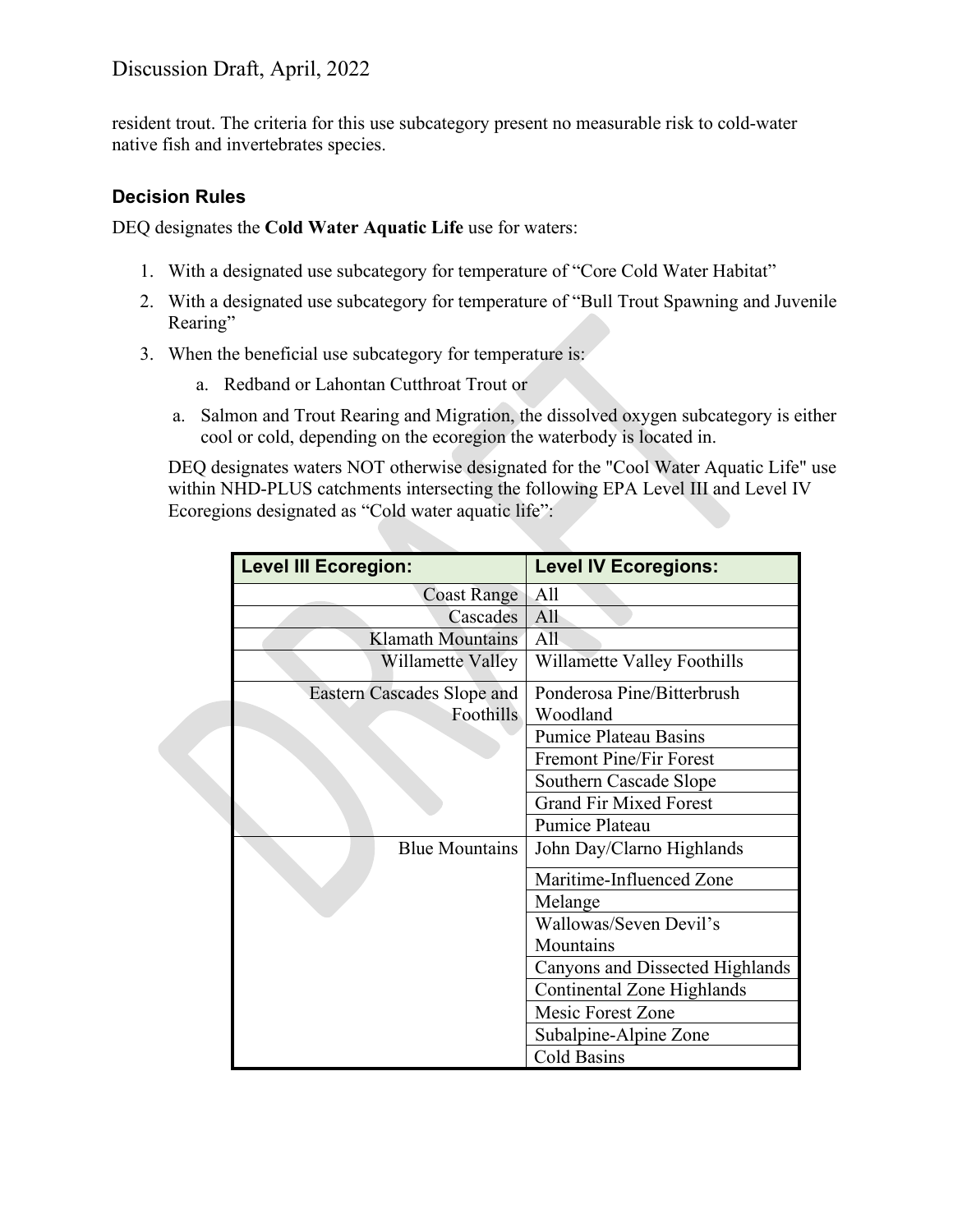resident trout. The criteria for this use subcategory present no measurable risk to cold-water native fish and invertebrates species.

### Decision Rules

DEQ designates the **Cold Water Aquatic Life** use for waters:

1. With a designated use subcategory for temperature of “Core Cold Water Habitat”
2. With a designated use subcategory for temperature of “Bull Trout Spawning and Juvenile Rearing”
3. When the beneficial use subcategory for temperature is:
    a. Redband or Lahontan Cutthroat Trout or
    a. Salmon and Trout Rearing and Migration, the dissolved oxygen subcategory is either cool or cold, depending on the ecoregion the waterbody is located in.

   DEQ designates waters NOT otherwise designated for the "Cool Water Aquatic Life" use within NHD-PLUS catchments intersecting the following EPA Level III and Level IV Ecoregions designated as “Cold water aquatic life”:

| Level III Ecoregion: | Level IV Ecoregions: |
|---|---|
| Coast Range | All |
| Cascades | All |
| Klamath Mountains | All |
| Willamette Valley | Willamette Valley Foothills |
| Eastern Cascades Slope and Foothills | Ponderosa Pine/Bitterbrush Woodland |
| | Pumice Plateau Basins |
| | Fremont Pine/Fir Forest |
| | Southern Cascade Slope |
| | Grand Fir Mixed Forest |
| | Pumice Plateau |
| Blue Mountains | John Day/Clarno Highlands |
| | Maritime-Influenced Zone |
| | Melange |
| | Wallowas/Seven Devil’s Mountains |
| | Canyons and Dissected Highlands |
| | Continental Zone Highlands |
| | Mesic Forest Zone |
| | Subalpine-Alpine Zone |
| | Cold Basins |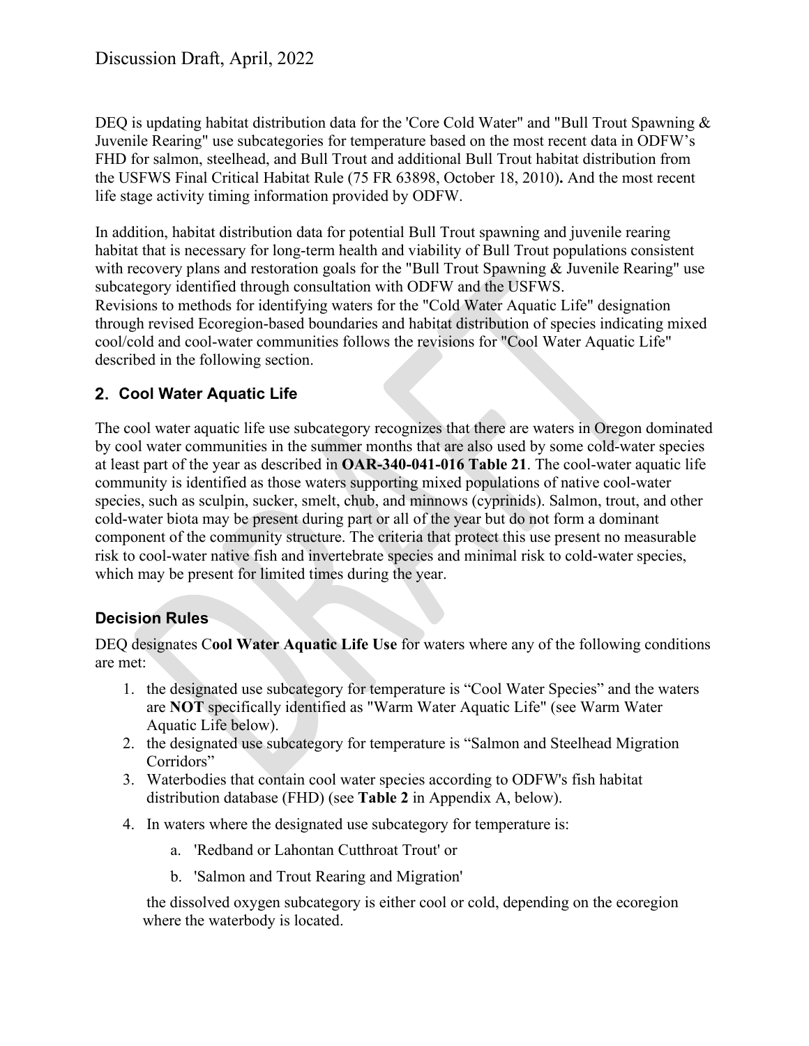DEQ is updating habitat distribution data for the 'Core Cold Water" and "Bull Trout Spawning & Juvenile Rearing" use subcategories for temperature based on the most recent data in ODFW's FHD for salmon, steelhead, and Bull Trout and additional Bull Trout habitat distribution from the USFWS Final Critical Habitat Rule (75 FR 63898, October 18, 2010)**.** And the most recent life stage activity timing information provided by ODFW.

In addition, habitat distribution data for potential Bull Trout spawning and juvenile rearing habitat that is necessary for long-term health and viability of Bull Trout populations consistent with recovery plans and restoration goals for the "Bull Trout Spawning & Juvenile Rearing" use subcategory identified through consultation with ODFW and the USFWS.
Revisions to methods for identifying waters for the "Cold Water Aquatic Life" designation through revised Ecoregion-based boundaries and habitat distribution of species indicating mixed cool/cold and cool-water communities follows the revisions for "Cool Water Aquatic Life" described in the following section.

## 2. Cool Water Aquatic Life

The cool water aquatic life use subcategory recognizes that there are waters in Oregon dominated by cool water communities in the summer months that are also used by some cold-water species at least part of the year as described in **OAR-340-041-016 Table 21**. The cool-water aquatic life community is identified as those waters supporting mixed populations of native cool-water species, such as sculpin, sucker, smelt, chub, and minnows (cyprinids). Salmon, trout, and other cold-water biota may be present during part or all of the year but do not form a dominant component of the community structure. The criteria that protect this use present no measurable risk to cool-water native fish and invertebrate species and minimal risk to cold-water species, which may be present for limited times during the year.

### Decision Rules

DEQ designates C**ool Water Aquatic Life Use** for waters where any of the following conditions are met:

1. the designated use subcategory for temperature is "Cool Water Species" and the waters are **NOT** specifically identified as "Warm Water Aquatic Life" (see Warm Water Aquatic Life below).
2. the designated use subcategory for temperature is "Salmon and Steelhead Migration Corridors"
3. Waterbodies that contain cool water species according to ODFW's fish habitat distribution database (FHD) (see **Table 2** in Appendix A, below).
4. In waters where the designated use subcategory for temperature is:
    a. 'Redband or Lahontan Cutthroat Trout' or
    b. 'Salmon and Trout Rearing and Migration'

   the dissolved oxygen subcategory is either cool or cold, depending on the ecoregion where the waterbody is located.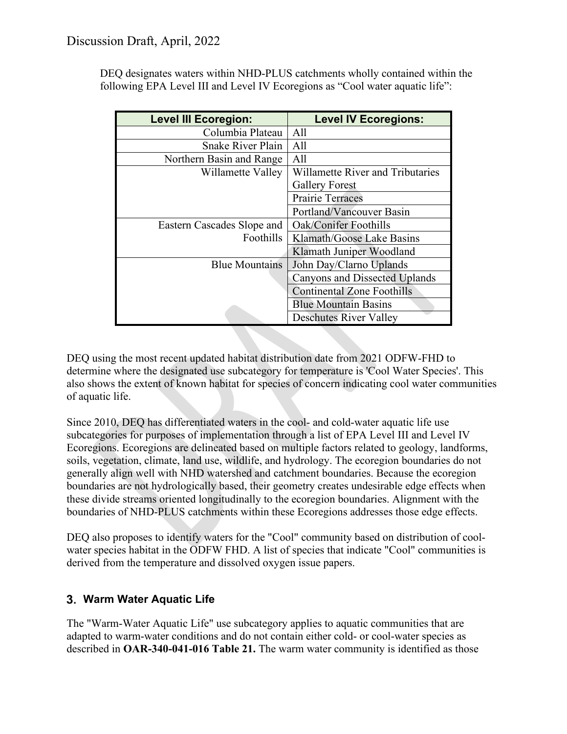DEQ designates waters within NHD-PLUS catchments wholly contained within the following EPA Level III and Level IV Ecoregions as "Cool water aquatic life":

| Level III Ecoregion: | Level IV Ecoregions: |
|---|---|
| Columbia Plateau | All |
| Snake River Plain | All |
| Northern Basin and Range | All |
| Willamette Valley | Willamette River and Tributaries Gallery Forest |
| | Prairie Terraces |
| | Portland/Vancouver Basin |
| Eastern Cascades Slope and Foothills | Oak/Conifer Foothills |
| | Klamath/Goose Lake Basins |
| | Klamath Juniper Woodland |
| Blue Mountains | John Day/Clarno Uplands |
| | Canyons and Dissected Uplands |
| | Continental Zone Foothills |
| | Blue Mountain Basins |
| | Deschutes River Valley |

DEQ using the most recent updated habitat distribution date from 2021 ODFW-FHD to determine where the designated use subcategory for temperature is 'Cool Water Species'. This also shows the extent of known habitat for species of concern indicating cool water communities of aquatic life.

Since 2010, DEQ has differentiated waters in the cool- and cold-water aquatic life use subcategories for purposes of implementation through a list of EPA Level III and Level IV Ecoregions. Ecoregions are delineated based on multiple factors related to geology, landforms, soils, vegetation, climate, land use, wildlife, and hydrology. The ecoregion boundaries do not generally align well with NHD watershed and catchment boundaries. Because the ecoregion boundaries are not hydrologically based, their geometry creates undesirable edge effects when these divide streams oriented longitudinally to the ecoregion boundaries. Alignment with the boundaries of NHD-PLUS catchments within these Ecoregions addresses those edge effects.

DEQ also proposes to identify waters for the "Cool" community based on distribution of cool-water species habitat in the ODFW FHD. A list of species that indicate "Cool" communities is derived from the temperature and dissolved oxygen issue papers.

## 3. Warm Water Aquatic Life

The "Warm-Water Aquatic Life" use subcategory applies to aquatic communities that are adapted to warm-water conditions and do not contain either cold- or cool-water species as described in **OAR-340-041-016 Table 21.** The warm water community is identified as those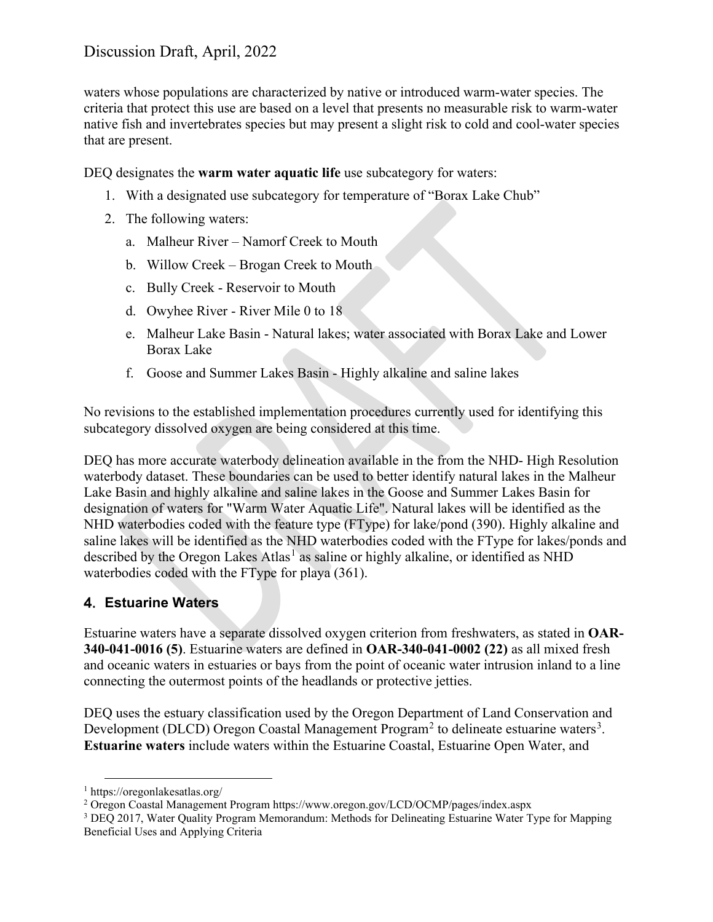waters whose populations are characterized by native or introduced warm-water species. The criteria that protect this use are based on a level that presents no measurable risk to warm-water native fish and invertebrates species but may present a slight risk to cold and cool-water species that are present.

DEQ designates the **warm water aquatic life** use subcategory for waters:

1. With a designated use subcategory for temperature of "Borax Lake Chub"
2. The following waters:
   a. Malheur River – Namorf Creek to Mouth
   b. Willow Creek – Brogan Creek to Mouth
   c. Bully Creek - Reservoir to Mouth
   d. Owyhee River - River Mile 0 to 18
   e. Malheur Lake Basin - Natural lakes; water associated with Borax Lake and Lower Borax Lake
   f. Goose and Summer Lakes Basin - Highly alkaline and saline lakes

No revisions to the established implementation procedures currently used for identifying this subcategory dissolved oxygen are being considered at this time.

DEQ has more accurate waterbody delineation available in the from the NHD- High Resolution waterbody dataset. These boundaries can be used to better identify natural lakes in the Malheur Lake Basin and highly alkaline and saline lakes in the Goose and Summer Lakes Basin for designation of waters for "Warm Water Aquatic Life". Natural lakes will be identified as the NHD waterbodies coded with the feature type (FType) for lake/pond (390). Highly alkaline and saline lakes will be identified as the NHD waterbodies coded with the FType for lakes/ponds and described by the Oregon Lakes Atlas[1] as saline or highly alkaline, or identified as NHD waterbodies coded with the FType for playa (361).

## 4. Estuarine Waters

Estuarine waters have a separate dissolved oxygen criterion from freshwaters, as stated in **OAR-340-041-0016 (5)**. Estuarine waters are defined in **OAR-340-041-0002 (22)** as all mixed fresh and oceanic waters in estuaries or bays from the point of oceanic water intrusion inland to a line connecting the outermost points of the headlands or protective jetties.

DEQ uses the estuary classification used by the Oregon Department of Land Conservation and Development (DLCD) Oregon Coastal Management Program[2] to delineate estuarine waters[3]. **Estuarine waters** include waters within the Estuarine Coastal, Estuarine Open Water, and

---

[1] https://oregonlakesatlas.org/

[2] Oregon Coastal Management Program https://www.oregon.gov/LCD/OCMP/pages/index.aspx

[3] DEQ 2017, Water Quality Program Memorandum: Methods for Delineating Estuarine Water Type for Mapping Beneficial Uses and Applying Criteria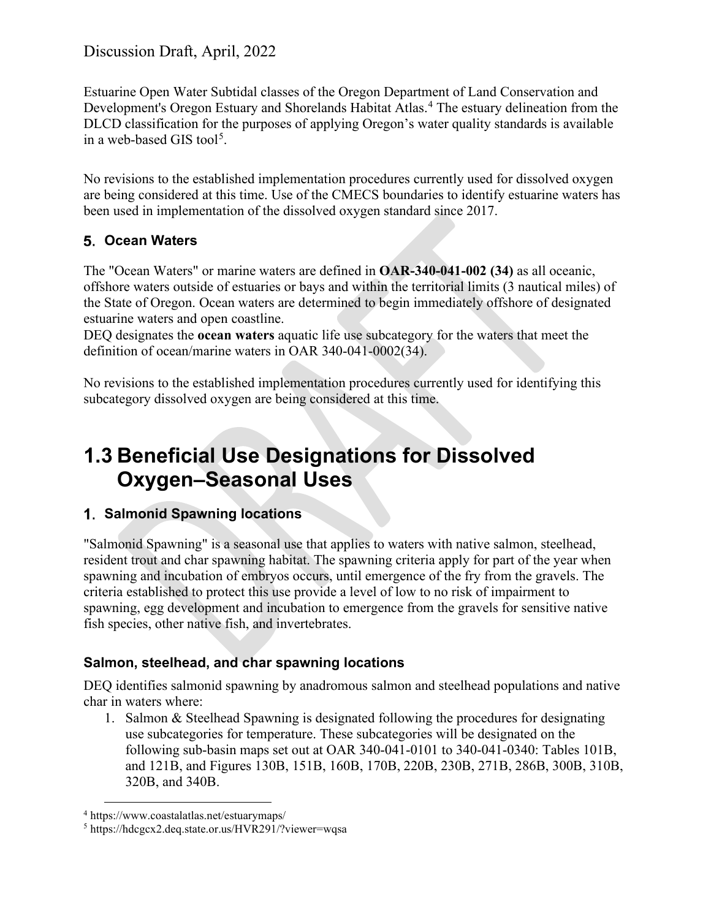Estuarine Open Water Subtidal classes of the Oregon Department of Land Conservation and Development's Oregon Estuary and Shorelands Habitat Atlas.[4] The estuary delineation from the DLCD classification for the purposes of applying Oregon's water quality standards is available in a web-based GIS tool[5].

No revisions to the established implementation procedures currently used for dissolved oxygen are being considered at this time. Use of the CMECS boundaries to identify estuarine waters has been used in implementation of the dissolved oxygen standard since 2017.

### 5. Ocean Waters

The "Ocean Waters" or marine waters are defined in **OAR-340-041-002 (34)** as all oceanic, offshore waters outside of estuaries or bays and within the territorial limits (3 nautical miles) of the State of Oregon. Ocean waters are determined to begin immediately offshore of designated estuarine waters and open coastline.
DEQ designates the **ocean waters** aquatic life use subcategory for the waters that meet the definition of ocean/marine waters in OAR 340-041-0002(34).

No revisions to the established implementation procedures currently used for identifying this subcategory dissolved oxygen are being considered at this time.

## 1.3 Beneficial Use Designations for Dissolved Oxygen–Seasonal Uses

### 1. Salmonid Spawning locations

"Salmonid Spawning" is a seasonal use that applies to waters with native salmon, steelhead, resident trout and char spawning habitat. The spawning criteria apply for part of the year when spawning and incubation of embryos occurs, until emergence of the fry from the gravels. The criteria established to protect this use provide a level of low to no risk of impairment to spawning, egg development and incubation to emergence from the gravels for sensitive native fish species, other native fish, and invertebrates.

#### Salmon, steelhead, and char spawning locations

DEQ identifies salmonid spawning by anadromous salmon and steelhead populations and native char in waters where:

1. Salmon & Steelhead Spawning is designated following the procedures for designating use subcategories for temperature. These subcategories will be designated on the following sub-basin maps set out at OAR 340-041-0101 to 340-041-0340: Tables 101B, and 121B, and Figures 130B, 151B, 160B, 170B, 220B, 230B, 271B, 286B, 300B, 310B, 320B, and 340B.

---

[4] https://www.coastalatlas.net/estuarymaps/

[5] https://hdcgcx2.deq.state.or.us/HVR291/?viewer=wqsa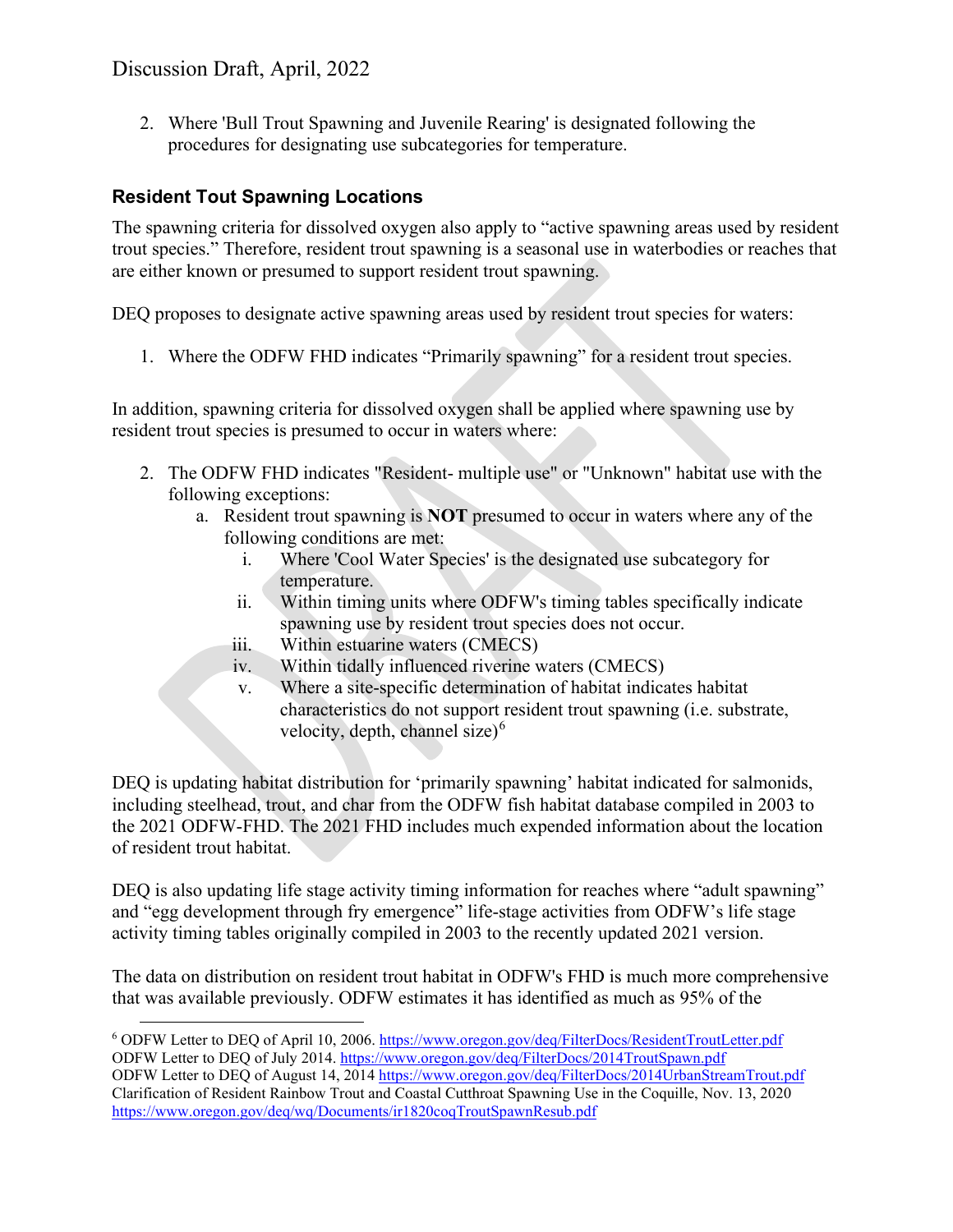2. Where 'Bull Trout Spawning and Juvenile Rearing' is designated following the procedures for designating use subcategories for temperature.

### Resident Tout Spawning Locations

The spawning criteria for dissolved oxygen also apply to “active spawning areas used by resident trout species.” Therefore, resident trout spawning is a seasonal use in waterbodies or reaches that are either known or presumed to support resident trout spawning.

DEQ proposes to designate active spawning areas used by resident trout species for waters:

1. Where the ODFW FHD indicates “Primarily spawning” for a resident trout species.

In addition, spawning criteria for dissolved oxygen shall be applied where spawning use by resident trout species is presumed to occur in waters where:

2. The ODFW FHD indicates "Resident- multiple use" or "Unknown" habitat use with the following exceptions:
   a. Resident trout spawning is **NOT** presumed to occur in waters where any of the following conditions are met:
      i. Where 'Cool Water Species' is the designated use subcategory for temperature.
      ii. Within timing units where ODFW's timing tables specifically indicate spawning use by resident trout species does not occur.
      iii. Within estuarine waters (CMECS)
      iv. Within tidally influenced riverine waters (CMECS)
      v. Where a site-specific determination of habitat indicates habitat characteristics do not support resident trout spawning (i.e. substrate, velocity, depth, channel size)[6]

DEQ is updating habitat distribution for ‘primarily spawning’ habitat indicated for salmonids, including steelhead, trout, and char from the ODFW fish habitat database compiled in 2003 to the 2021 ODFW-FHD. The 2021 FHD includes much expended information about the location of resident trout habitat.

DEQ is also updating life stage activity timing information for reaches where “adult spawning” and “egg development through fry emergence” life-stage activities from ODFW’s life stage activity timing tables originally compiled in 2003 to the recently updated 2021 version.

The data on distribution on resident trout habitat in ODFW's FHD is much more comprehensive that was available previously. ODFW estimates it has identified as much as 95% of the

---

[6] ODFW Letter to DEQ of April 10, 2006. https://www.oregon.gov/deq/FilterDocs/ResidentTroutLetter.pdf
ODFW Letter to DEQ of July 2014. https://www.oregon.gov/deq/FilterDocs/2014TroutSpawn.pdf
ODFW Letter to DEQ of August 14, 2014 https://www.oregon.gov/deq/FilterDocs/2014UrbanStreamTrout.pdf
Clarification of Resident Rainbow Trout and Coastal Cutthroat Spawning Use in the Coquille, Nov. 13, 2020 https://www.oregon.gov/deq/wq/Documents/ir1820coqTroutSpawnResub.pdf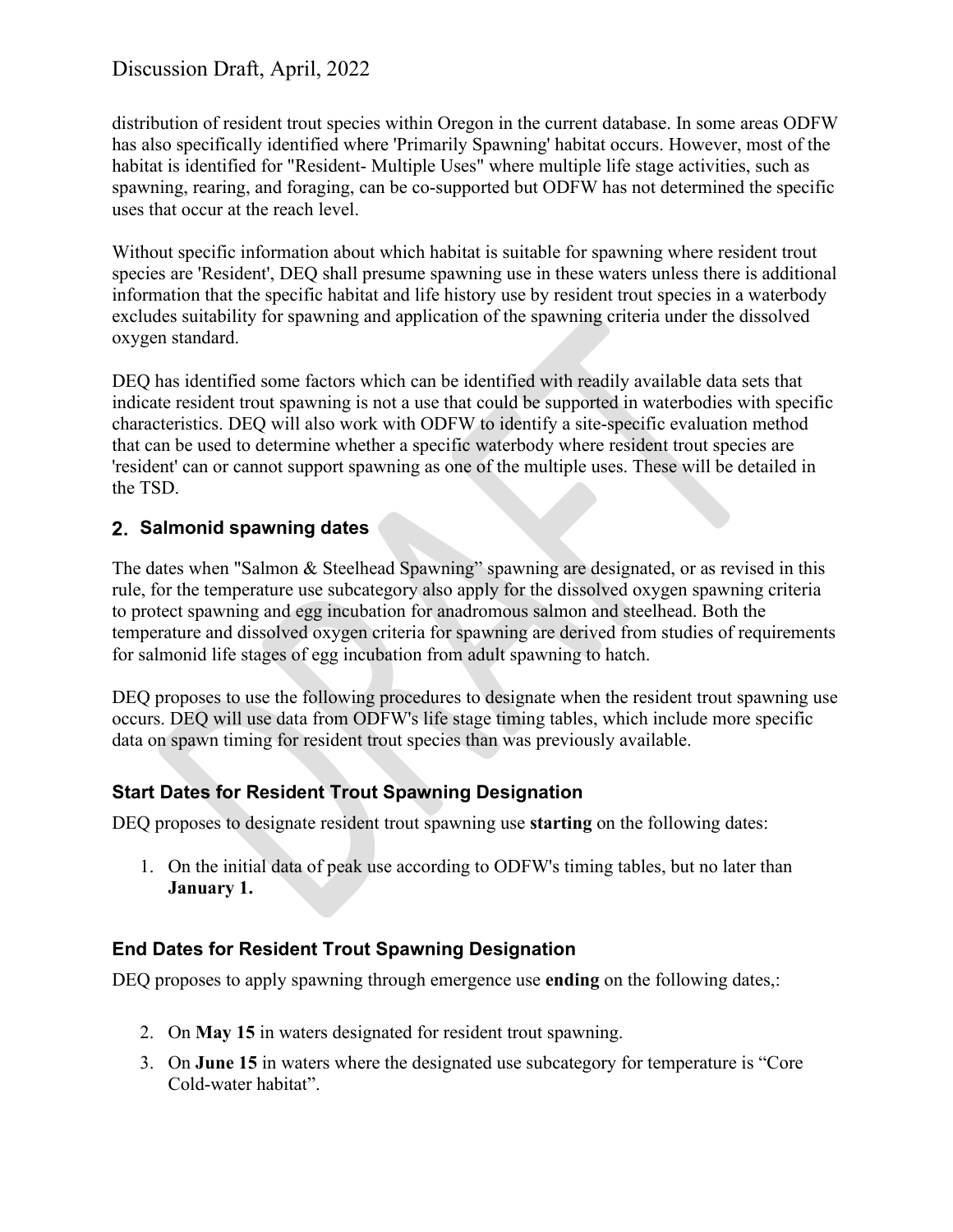distribution of resident trout species within Oregon in the current database. In some areas ODFW has also specifically identified where 'Primarily Spawning' habitat occurs. However, most of the habitat is identified for "Resident- Multiple Uses" where multiple life stage activities, such as spawning, rearing, and foraging, can be co-supported but ODFW has not determined the specific uses that occur at the reach level.

Without specific information about which habitat is suitable for spawning where resident trout species are 'Resident', DEQ shall presume spawning use in these waters unless there is additional information that the specific habitat and life history use by resident trout species in a waterbody excludes suitability for spawning and application of the spawning criteria under the dissolved oxygen standard.

DEQ has identified some factors which can be identified with readily available data sets that indicate resident trout spawning is not a use that could be supported in waterbodies with specific characteristics. DEQ will also work with ODFW to identify a site-specific evaluation method that can be used to determine whether a specific waterbody where resident trout species are 'resident' can or cannot support spawning as one of the multiple uses. These will be detailed in the TSD.

## 2. Salmonid spawning dates

The dates when "Salmon & Steelhead Spawning" spawning are designated, or as revised in this rule, for the temperature use subcategory also apply for the dissolved oxygen spawning criteria to protect spawning and egg incubation for anadromous salmon and steelhead. Both the temperature and dissolved oxygen criteria for spawning are derived from studies of requirements for salmonid life stages of egg incubation from adult spawning to hatch.

DEQ proposes to use the following procedures to designate when the resident trout spawning use occurs. DEQ will use data from ODFW's life stage timing tables, which include more specific data on spawn timing for resident trout species than was previously available.

### Start Dates for Resident Trout Spawning Designation

DEQ proposes to designate resident trout spawning use **starting** on the following dates:

1. On the initial data of peak use according to ODFW's timing tables, but no later than **January 1.**

### End Dates for Resident Trout Spawning Designation

DEQ proposes to apply spawning through emergence use **ending** on the following dates,:

2. On **May 15** in waters designated for resident trout spawning.
3. On **June 15** in waters where the designated use subcategory for temperature is "Core Cold-water habitat".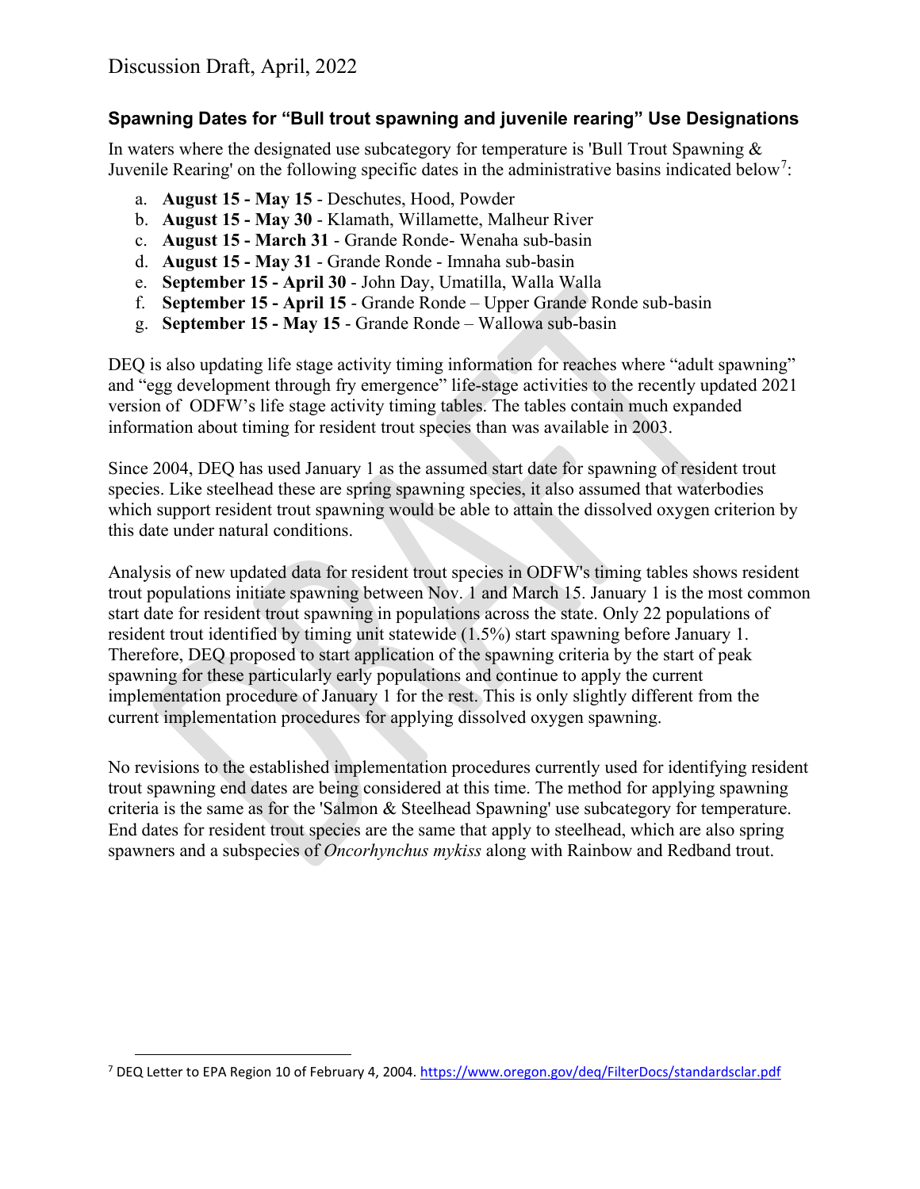## Spawning Dates for "Bull trout spawning and juvenile rearing" Use Designations

In waters where the designated use subcategory for temperature is 'Bull Trout Spawning & Juvenile Rearing' on the following specific dates in the administrative basins indicated below[7]:

a. **August 15 - May 15** - Deschutes, Hood, Powder
b. **August 15 - May 30** - Klamath, Willamette, Malheur River
c. **August 15 - March 31** - Grande Ronde- Wenaha sub-basin
d. **August 15 - May 31** - Grande Ronde - Imnaha sub-basin
e. **September 15 - April 30** - John Day, Umatilla, Walla Walla
f. **September 15 - April 15** - Grande Ronde – Upper Grande Ronde sub-basin
g. **September 15 - May 15** - Grande Ronde – Wallowa sub-basin

DEQ is also updating life stage activity timing information for reaches where "adult spawning" and "egg development through fry emergence" life-stage activities to the recently updated 2021 version of ODFW's life stage activity timing tables. The tables contain much expanded information about timing for resident trout species than was available in 2003.

Since 2004, DEQ has used January 1 as the assumed start date for spawning of resident trout species. Like steelhead these are spring spawning species, it also assumed that waterbodies which support resident trout spawning would be able to attain the dissolved oxygen criterion by this date under natural conditions.

Analysis of new updated data for resident trout species in ODFW's timing tables shows resident trout populations initiate spawning between Nov. 1 and March 15. January 1 is the most common start date for resident trout spawning in populations across the state. Only 22 populations of resident trout identified by timing unit statewide (1.5%) start spawning before January 1. Therefore, DEQ proposed to start application of the spawning criteria by the start of peak spawning for these particularly early populations and continue to apply the current implementation procedure of January 1 for the rest. This is only slightly different from the current implementation procedures for applying dissolved oxygen spawning.

No revisions to the established implementation procedures currently used for identifying resident trout spawning end dates are being considered at this time. The method for applying spawning criteria is the same as for the 'Salmon & Steelhead Spawning' use subcategory for temperature. End dates for resident trout species are the same that apply to steelhead, which are also spring spawners and a subspecies of *Oncorhynchus mykiss* along with Rainbow and Redband trout.

[7] DEQ Letter to EPA Region 10 of February 4, 2004. https://www.oregon.gov/deq/FilterDocs/standardsclar.pdf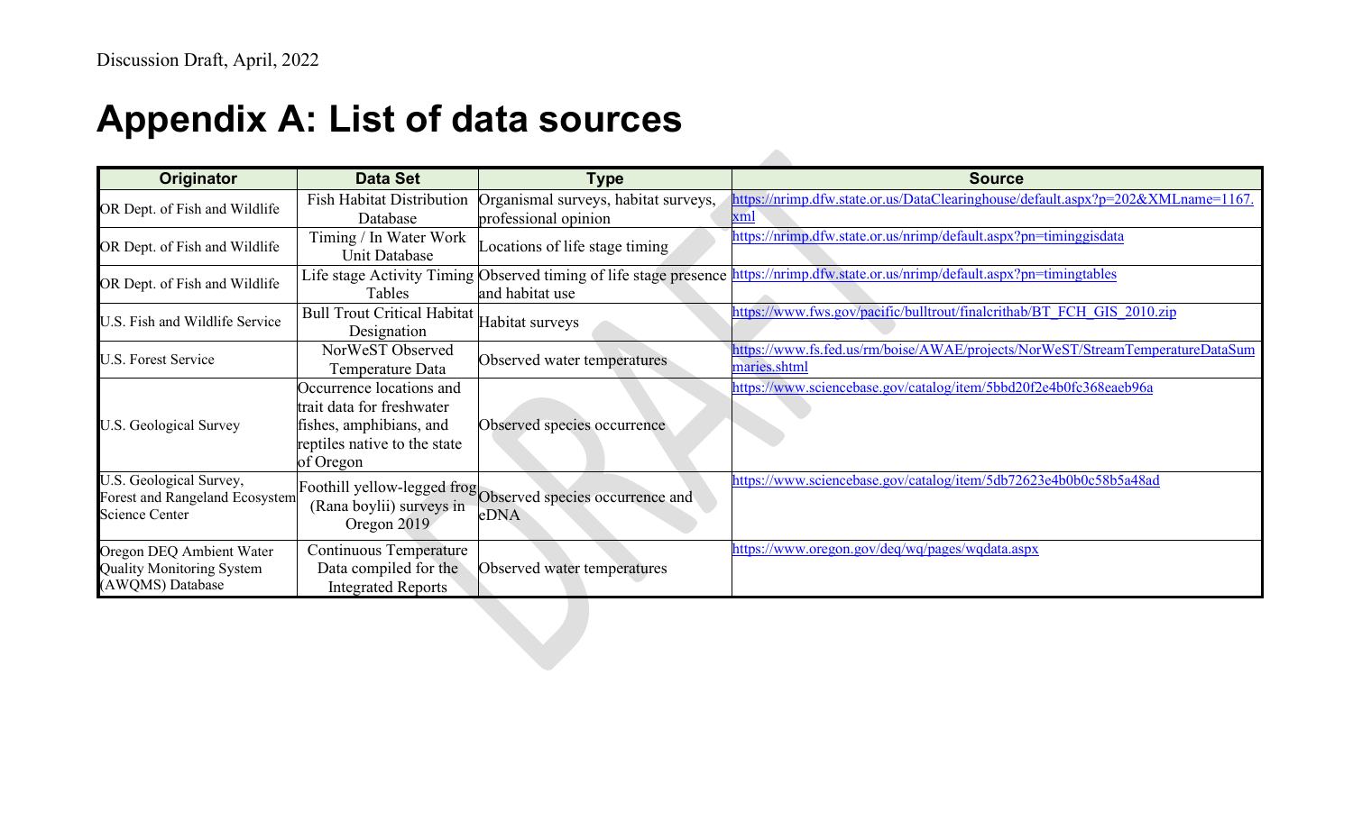# Appendix A: List of data sources

| Originator | Data Set | Type | Source |
|---|---|---|---|
| OR Dept. of Fish and Wildlife | Fish Habitat Distribution Database | Organismal surveys, habitat surveys, professional opinion | https://nrimp.dfw.state.or.us/DataClearinghouse/default.aspx?p=202&XMLname=1167.xml |
| OR Dept. of Fish and Wildlife | Timing / In Water Work Unit Database | Locations of life stage timing | https://nrimp.dfw.state.or.us/nrimp/default.aspx?pn=timinggisdata |
| OR Dept. of Fish and Wildlife | Life stage Activity Timing Tables | Observed timing of life stage presence and habitat use | https://nrimp.dfw.state.or.us/nrimp/default.aspx?pn=timingtables |
| U.S. Fish and Wildlife Service | Bull Trout Critical Habitat Designation | Habitat surveys | https://www.fws.gov/pacific/bulltrout/finalcrithab/BT_FCH_GIS_2010.zip |
| U.S. Forest Service | NorWeST Observed Temperature Data | Observed water temperatures | https://www.fs.fed.us/rm/boise/AWAE/projects/NorWeST/StreamTemperatureDataSummaries.shtml |
| U.S. Geological Survey | Occurrence locations and trait data for freshwater fishes, amphibians, and reptiles native to the state of Oregon | Observed species occurrence | https://www.sciencebase.gov/catalog/item/5bbd20f2e4b0fc368eaeb96a |
| U.S. Geological Survey, Forest and Rangeland Ecosystem Science Center | Foothill yellow-legged frog (Rana boylii) surveys in Oregon 2019 | Observed species occurrence and eDNA | https://www.sciencebase.gov/catalog/item/5db72623e4b0b0c58b5a48ad |
| Oregon DEQ Ambient Water Quality Monitoring System (AWQMS) Database | Continuous Temperature Data compiled for the Integrated Reports | Observed water temperatures | https://www.oregon.gov/deq/wq/pages/wqdata.aspx |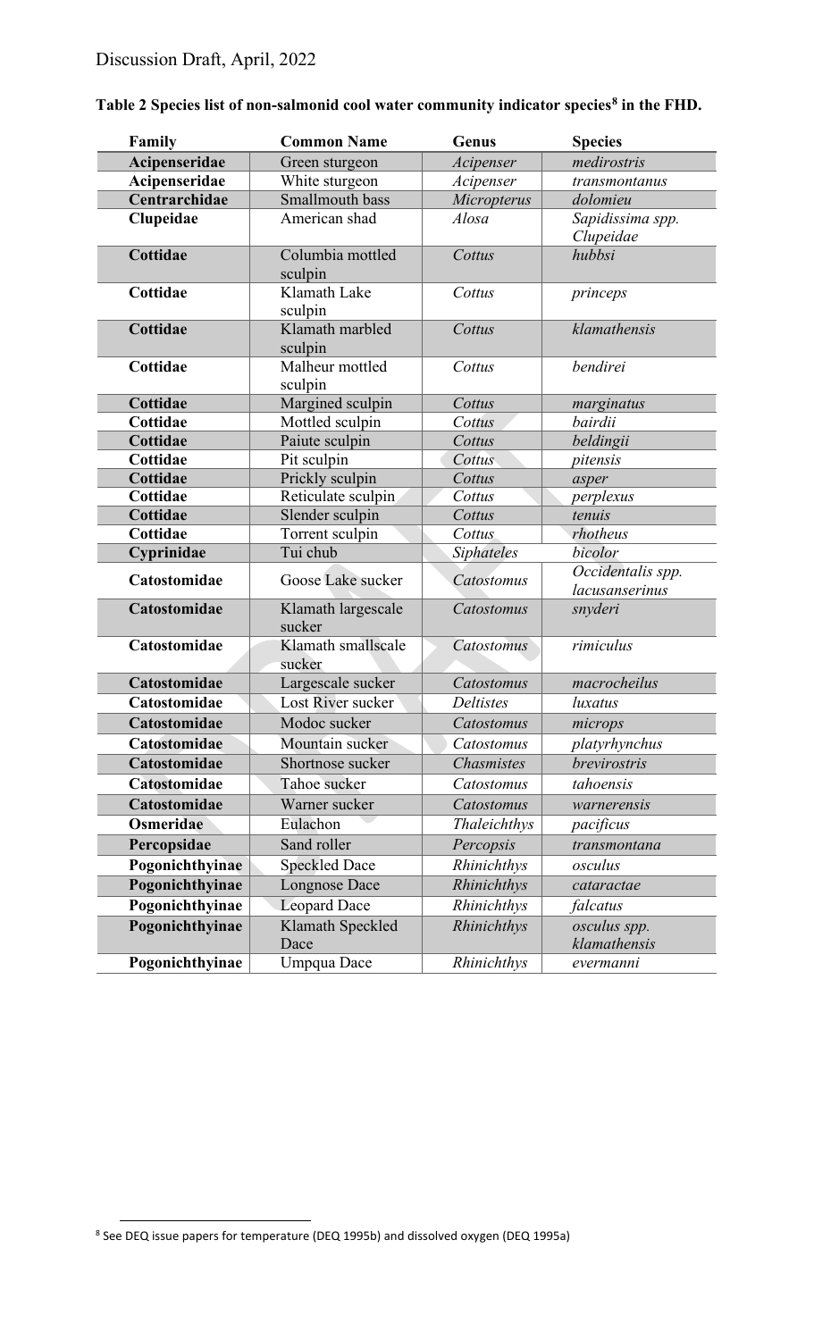**Table 2 Species list of non-salmonid cool water community indicator species[8] in the FHD.**

| Family | Common Name | Genus | Species |
|---|---|---|---|
| **Acipenseridae** | Green sturgeon | *Acipenser* | *medirostris* |
| **Acipenseridae** | White sturgeon | *Acipenser* | *transmontanus* |
| **Centrarchidae** | Smallmouth bass | *Micropterus* | *dolomieu* |
| **Clupeidae** | American shad | *Alosa* | *Sapidissima spp. Clupeidae* |
| **Cottidae** | Columbia mottled sculpin | *Cottus* | *hubbsi* |
| **Cottidae** | Klamath Lake sculpin | *Cottus* | *princeps* |
| **Cottidae** | Klamath marbled sculpin | *Cottus* | *klamathensis* |
| **Cottidae** | Malheur mottled sculpin | *Cottus* | *bendirei* |
| **Cottidae** | Margined sculpin | *Cottus* | *marginatus* |
| **Cottidae** | Mottled sculpin | *Cottus* | *bairdii* |
| **Cottidae** | Paiute sculpin | *Cottus* | *beldingii* |
| **Cottidae** | Pit sculpin | *Cottus* | *pitensis* |
| **Cottidae** | Prickly sculpin | *Cottus* | *asper* |
| **Cottidae** | Reticulate sculpin | *Cottus* | *perplexus* |
| **Cottidae** | Slender sculpin | *Cottus* | *tenuis* |
| **Cottidae** | Torrent sculpin | *Cottus* | *rhotheus* |
| **Cyprinidae** | Tui chub | *Siphateles* | *bicolor* |
| **Catostomidae** | Goose Lake sucker | *Catostomus* | *Occidentalis spp. lacusanserinus* |
| **Catostomidae** | Klamath largescale sucker | *Catostomus* | *snyderi* |
| **Catostomidae** | Klamath smallscale sucker | *Catostomus* | *rimiculus* |
| **Catostomidae** | Largescale sucker | *Catostomus* | *macrocheilus* |
| **Catostomidae** | Lost River sucker | *Deltistes* | *luxatus* |
| **Catostomidae** | Modoc sucker | *Catostomus* | *microps* |
| **Catostomidae** | Mountain sucker | *Catostomus* | *platyrhynchus* |
| **Catostomidae** | Shortnose sucker | *Chasmistes* | *brevirostris* |
| **Catostomidae** | Tahoe sucker | *Catostomus* | *tahoensis* |
| **Catostomidae** | Warner sucker | *Catostomus* | *warnerensis* |
| **Osmeridae** | Eulachon | *Thaleichthys* | *pacificus* |
| **Percopsidae** | Sand roller | *Percopsis* | *transmontana* |
| **Pogonichthyinae** | Speckled Dace | *Rhinichthys* | *osculus* |
| **Pogonichthyinae** | Longnose Dace | *Rhinichthys* | *cataractae* |
| **Pogonichthyinae** | Leopard Dace | *Rhinichthys* | *falcatus* |
| **Pogonichthyinae** | Klamath Speckled Dace | *Rhinichthys* | *osculus spp. klamathensis* |
| **Pogonichthyinae** | Umpqua Dace | *Rhinichthys* | *evermanni* |

[8] See DEQ issue papers for temperature (DEQ 1995b) and dissolved oxygen (DEQ 1995a)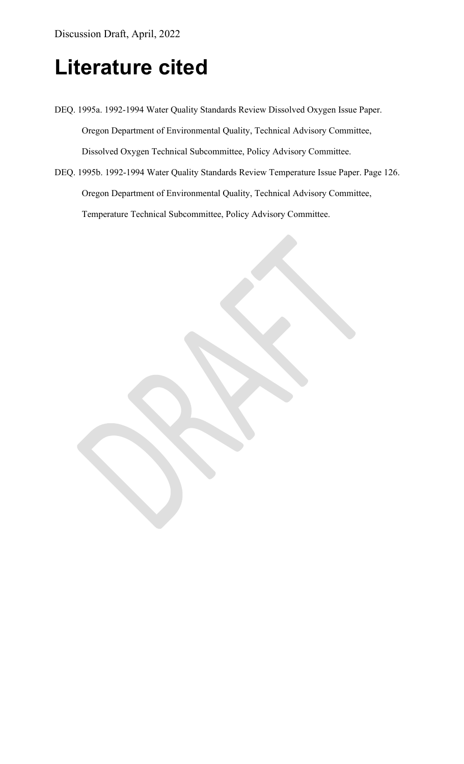# Literature cited

DEQ. 1995a. 1992-1994 Water Quality Standards Review Dissolved Oxygen Issue Paper. Oregon Department of Environmental Quality, Technical Advisory Committee, Dissolved Oxygen Technical Subcommittee, Policy Advisory Committee.

DEQ. 1995b. 1992-1994 Water Quality Standards Review Temperature Issue Paper. Page 126. Oregon Department of Environmental Quality, Technical Advisory Committee, Temperature Technical Subcommittee, Policy Advisory Committee.